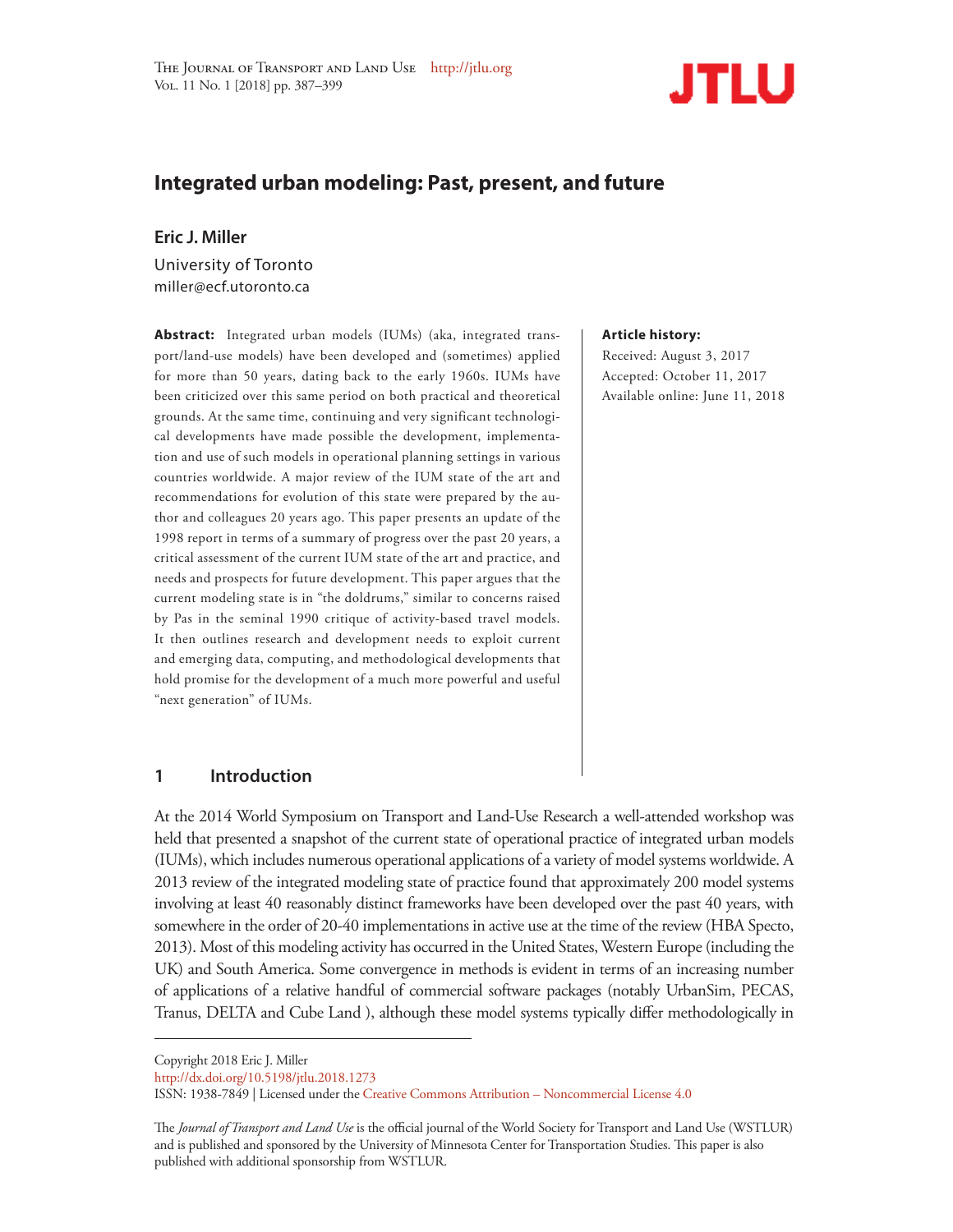# Integrated urban modeling: Past, present, and future

**Eric J. Miller**

University of Toronto
miller@ecf.utoronto.ca

**Abstract:** Integrated urban models (IUMs) (aka, integrated transport/land-use models) have been developed and (sometimes) applied for more than 50 years, dating back to the early 1960s. IUMs have been criticized over this same period on both practical and theoretical grounds. At the same time, continuing and very significant technological developments have made possible the development, implementation and use of such models in operational planning settings in various countries worldwide. A major review of the IUM state of the art and recommendations for evolution of this state were prepared by the author and colleagues 20 years ago. This paper presents an update of the 1998 report in terms of a summary of progress over the past 20 years, a critical assessment of the current IUM state of the art and practice, and needs and prospects for future development. This paper argues that the current modeling state is in "the doldrums," similar to concerns raised by Pas in the seminal 1990 critique of activity-based travel models. It then outlines research and development needs to exploit current and emerging data, computing, and methodological developments that hold promise for the development of a much more powerful and useful "next generation" of IUMs.

**Article history:**
Received: August 3, 2017
Accepted: October 11, 2017
Available online: June 11, 2018

## 1 Introduction

At the 2014 World Symposium on Transport and Land-Use Research a well-attended workshop was held that presented a snapshot of the current state of operational practice of integrated urban models (IUMs), which includes numerous operational applications of a variety of model systems worldwide. A 2013 review of the integrated modeling state of practice found that approximately 200 model systems involving at least 40 reasonably distinct frameworks have been developed over the past 40 years, with somewhere in the order of 20-40 implementations in active use at the time of the review (HBA Specto, 2013). Most of this modeling activity has occurred in the United States, Western Europe (including the UK) and South America. Some convergence in methods is evident in terms of an increasing number of applications of a relative handful of commercial software packages (notably UrbanSim, PECAS, Tranus, DELTA and Cube Land ), although these model systems typically differ methodologically in

Copyright 2018 Eric J. Miller
http://dx.doi.org/10.5198/jtlu.2018.1273
ISSN: 1938-7849 | Licensed under the Creative Commons Attribution – Noncommercial License 4.0

The *Journal of Transport and Land Use* is the official journal of the World Society for Transport and Land Use (WSTLUR) and is published and sponsored by the University of Minnesota Center for Transportation Studies. This paper is also published with additional sponsorship from WSTLUR.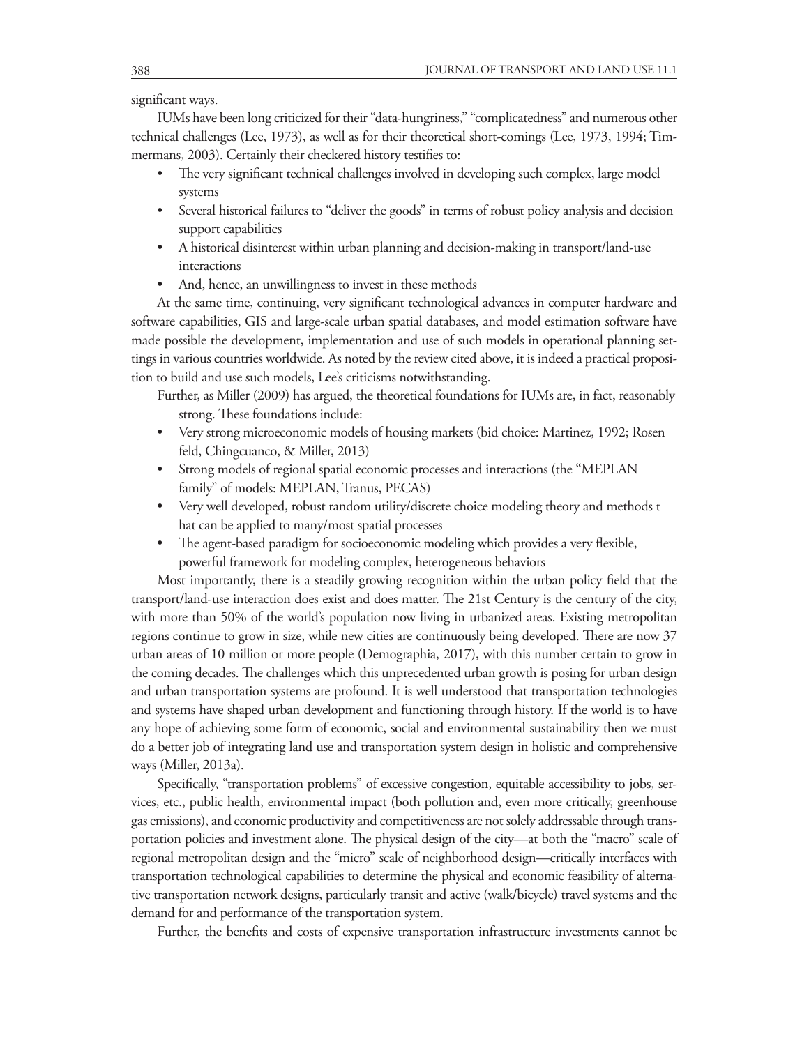significant ways.

IUMs have been long criticized for their "data-hungriness," "complicatedness" and numerous other technical challenges (Lee, 1973), as well as for their theoretical short-comings (Lee, 1973, 1994; Timmermans, 2003). Certainly their checkered history testifies to:

- The very significant technical challenges involved in developing such complex, large model systems
- Several historical failures to "deliver the goods" in terms of robust policy analysis and decision support capabilities
- A historical disinterest within urban planning and decision-making in transport/land-use interactions
- And, hence, an unwillingness to invest in these methods

At the same time, continuing, very significant technological advances in computer hardware and software capabilities, GIS and large-scale urban spatial databases, and model estimation software have made possible the development, implementation and use of such models in operational planning settings in various countries worldwide. As noted by the review cited above, it is indeed a practical proposition to build and use such models, Lee's criticisms notwithstanding.

Further, as Miller (2009) has argued, the theoretical foundations for IUMs are, in fact, reasonably strong. These foundations include:

- Very strong microeconomic models of housing markets (bid choice: Martinez, 1992; Rosenfeld, Chingcuanco, & Miller, 2013)
- Strong models of regional spatial economic processes and interactions (the "MEPLAN family" of models: MEPLAN, Tranus, PECAS)
- Very well developed, robust random utility/discrete choice modeling theory and methods that can be applied to many/most spatial processes
- The agent-based paradigm for socioeconomic modeling which provides a very flexible, powerful framework for modeling complex, heterogeneous behaviors

Most importantly, there is a steadily growing recognition within the urban policy field that the transport/land-use interaction does exist and does matter. The 21st Century is the century of the city, with more than 50% of the world's population now living in urbanized areas. Existing metropolitan regions continue to grow in size, while new cities are continuously being developed. There are now 37 urban areas of 10 million or more people (Demographia, 2017), with this number certain to grow in the coming decades. The challenges which this unprecedented urban growth is posing for urban design and urban transportation systems are profound. It is well understood that transportation technologies and systems have shaped urban development and functioning through history. If the world is to have any hope of achieving some form of economic, social and environmental sustainability then we must do a better job of integrating land use and transportation system design in holistic and comprehensive ways (Miller, 2013a).

Specifically, "transportation problems" of excessive congestion, equitable accessibility to jobs, services, etc., public health, environmental impact (both pollution and, even more critically, greenhouse gas emissions), and economic productivity and competitiveness are not solely addressable through transportation policies and investment alone. The physical design of the city—at both the "macro" scale of regional metropolitan design and the "micro" scale of neighborhood design—critically interfaces with transportation technological capabilities to determine the physical and economic feasibility of alternative transportation network designs, particularly transit and active (walk/bicycle) travel systems and the demand for and performance of the transportation system.

Further, the benefits and costs of expensive transportation infrastructure investments cannot be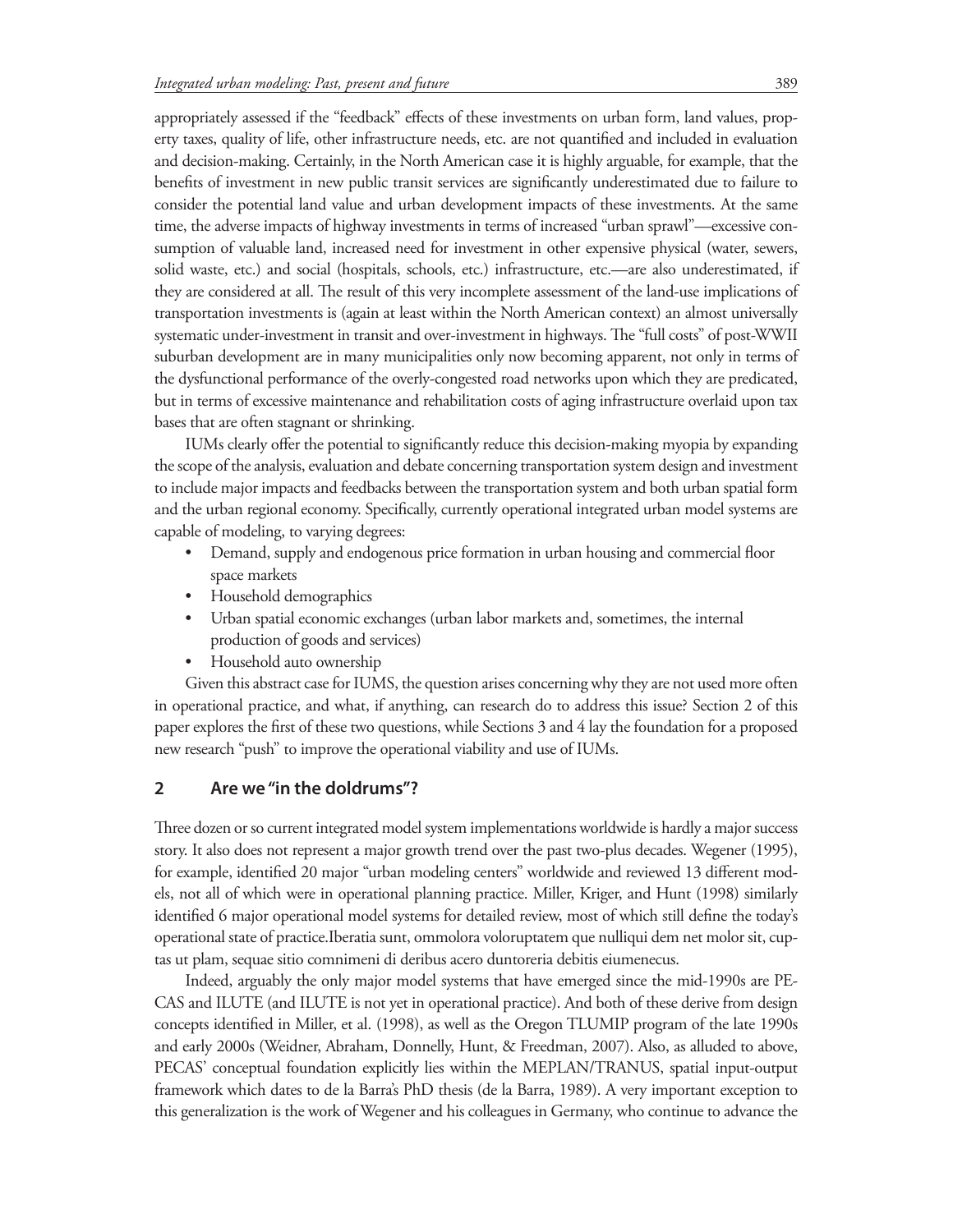appropriately assessed if the "feedback" effects of these investments on urban form, land values, property taxes, quality of life, other infrastructure needs, etc. are not quantified and included in evaluation and decision-making. Certainly, in the North American case it is highly arguable, for example, that the benefits of investment in new public transit services are significantly underestimated due to failure to consider the potential land value and urban development impacts of these investments. At the same time, the adverse impacts of highway investments in terms of increased "urban sprawl"—excessive consumption of valuable land, increased need for investment in other expensive physical (water, sewers, solid waste, etc.) and social (hospitals, schools, etc.) infrastructure, etc.—are also underestimated, if they are considered at all. The result of this very incomplete assessment of the land-use implications of transportation investments is (again at least within the North American context) an almost universally systematic under-investment in transit and over-investment in highways. The "full costs" of post-WWII suburban development are in many municipalities only now becoming apparent, not only in terms of the dysfunctional performance of the overly-congested road networks upon which they are predicated, but in terms of excessive maintenance and rehabilitation costs of aging infrastructure overlaid upon tax bases that are often stagnant or shrinking.

IUMs clearly offer the potential to significantly reduce this decision-making myopia by expanding the scope of the analysis, evaluation and debate concerning transportation system design and investment to include major impacts and feedbacks between the transportation system and both urban spatial form and the urban regional economy. Specifically, currently operational integrated urban model systems are capable of modeling, to varying degrees:

- Demand, supply and endogenous price formation in urban housing and commercial floor space markets
- Household demographics
- Urban spatial economic exchanges (urban labor markets and, sometimes, the internal production of goods and services)
- Household auto ownership

Given this abstract case for IUMS, the question arises concerning why they are not used more often in operational practice, and what, if anything, can research do to address this issue? Section 2 of this paper explores the first of these two questions, while Sections 3 and 4 lay the foundation for a proposed new research "push" to improve the operational viability and use of IUMs.

## 2 Are we "in the doldrums"?

Three dozen or so current integrated model system implementations worldwide is hardly a major success story. It also does not represent a major growth trend over the past two-plus decades. Wegener (1995), for example, identified 20 major "urban modeling centers" worldwide and reviewed 13 different models, not all of which were in operational planning practice. Miller, Kriger, and Hunt (1998) similarly identified 6 major operational model systems for detailed review, most of which still define the today's operational state of practice.Iberatia sunt, ommolora voloruptatem que nulliqui dem net molor sit, cuptas ut plam, sequae sitio comnimeni di deribus acero duntoreria debitis eiumenecus.

Indeed, arguably the only major model systems that have emerged since the mid-1990s are PECAS and ILUTE (and ILUTE is not yet in operational practice). And both of these derive from design concepts identified in Miller, et al. (1998), as well as the Oregon TLUMIP program of the late 1990s and early 2000s (Weidner, Abraham, Donnelly, Hunt, & Freedman, 2007). Also, as alluded to above, PECAS' conceptual foundation explicitly lies within the MEPLAN/TRANUS, spatial input-output framework which dates to de la Barra's PhD thesis (de la Barra, 1989). A very important exception to this generalization is the work of Wegener and his colleagues in Germany, who continue to advance the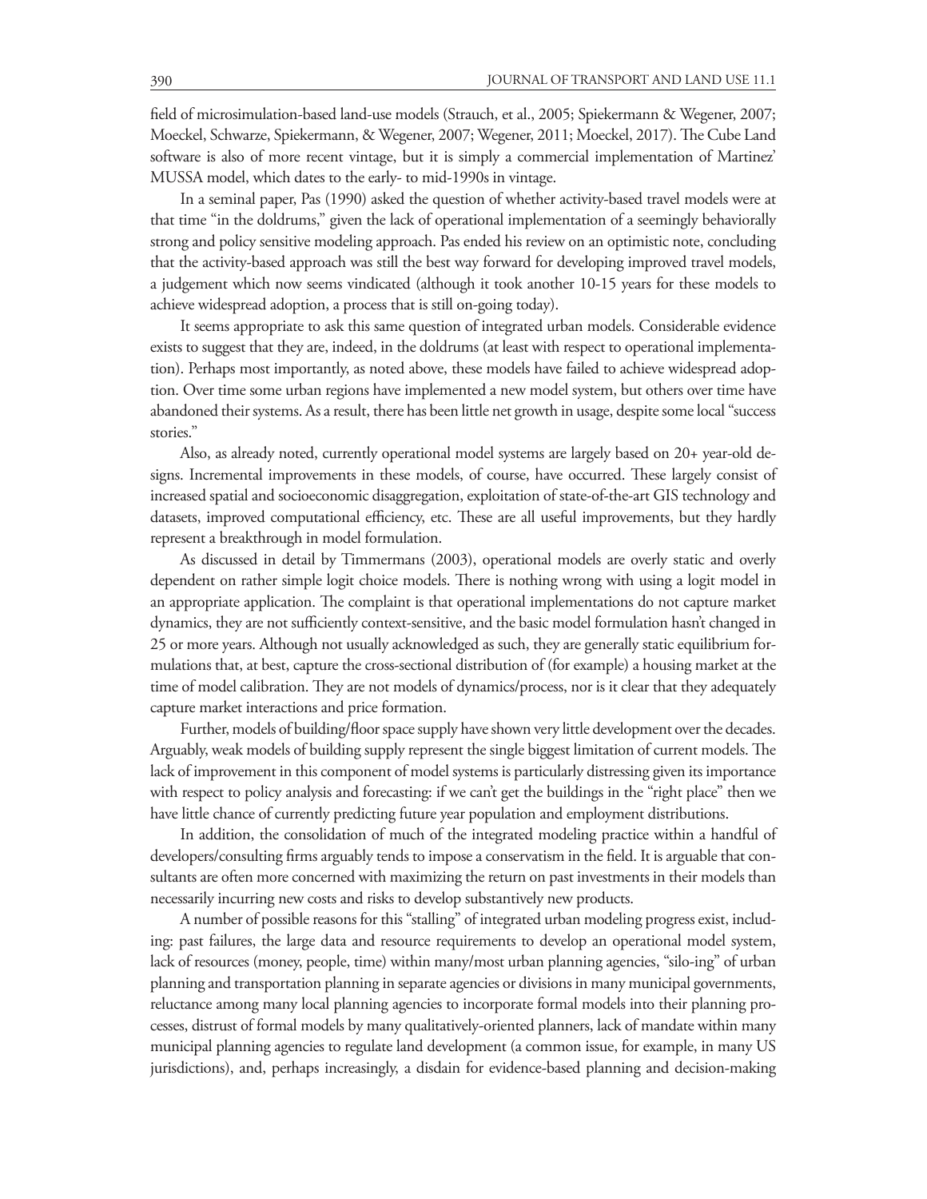field of microsimulation-based land-use models (Strauch, et al., 2005; Spiekermann & Wegener, 2007; Moeckel, Schwarze, Spiekermann, & Wegener, 2007; Wegener, 2011; Moeckel, 2017). The Cube Land software is also of more recent vintage, but it is simply a commercial implementation of Martinez' MUSSA model, which dates to the early- to mid-1990s in vintage.

In a seminal paper, Pas (1990) asked the question of whether activity-based travel models were at that time "in the doldrums," given the lack of operational implementation of a seemingly behaviorally strong and policy sensitive modeling approach. Pas ended his review on an optimistic note, concluding that the activity-based approach was still the best way forward for developing improved travel models, a judgement which now seems vindicated (although it took another 10-15 years for these models to achieve widespread adoption, a process that is still on-going today).

It seems appropriate to ask this same question of integrated urban models. Considerable evidence exists to suggest that they are, indeed, in the doldrums (at least with respect to operational implementation). Perhaps most importantly, as noted above, these models have failed to achieve widespread adoption. Over time some urban regions have implemented a new model system, but others over time have abandoned their systems. As a result, there has been little net growth in usage, despite some local "success stories."

Also, as already noted, currently operational model systems are largely based on 20+ year-old designs. Incremental improvements in these models, of course, have occurred. These largely consist of increased spatial and socioeconomic disaggregation, exploitation of state-of-the-art GIS technology and datasets, improved computational efficiency, etc. These are all useful improvements, but they hardly represent a breakthrough in model formulation.

As discussed in detail by Timmermans (2003), operational models are overly static and overly dependent on rather simple logit choice models. There is nothing wrong with using a logit model in an appropriate application. The complaint is that operational implementations do not capture market dynamics, they are not sufficiently context-sensitive, and the basic model formulation hasn't changed in 25 or more years. Although not usually acknowledged as such, they are generally static equilibrium formulations that, at best, capture the cross-sectional distribution of (for example) a housing market at the time of model calibration. They are not models of dynamics/process, nor is it clear that they adequately capture market interactions and price formation.

Further, models of building/floor space supply have shown very little development over the decades. Arguably, weak models of building supply represent the single biggest limitation of current models. The lack of improvement in this component of model systems is particularly distressing given its importance with respect to policy analysis and forecasting: if we can't get the buildings in the "right place" then we have little chance of currently predicting future year population and employment distributions.

In addition, the consolidation of much of the integrated modeling practice within a handful of developers/consulting firms arguably tends to impose a conservatism in the field. It is arguable that consultants are often more concerned with maximizing the return on past investments in their models than necessarily incurring new costs and risks to develop substantively new products.

A number of possible reasons for this "stalling" of integrated urban modeling progress exist, including: past failures, the large data and resource requirements to develop an operational model system, lack of resources (money, people, time) within many/most urban planning agencies, "silo-ing" of urban planning and transportation planning in separate agencies or divisions in many municipal governments, reluctance among many local planning agencies to incorporate formal models into their planning processes, distrust of formal models by many qualitatively-oriented planners, lack of mandate within many municipal planning agencies to regulate land development (a common issue, for example, in many US jurisdictions), and, perhaps increasingly, a disdain for evidence-based planning and decision-making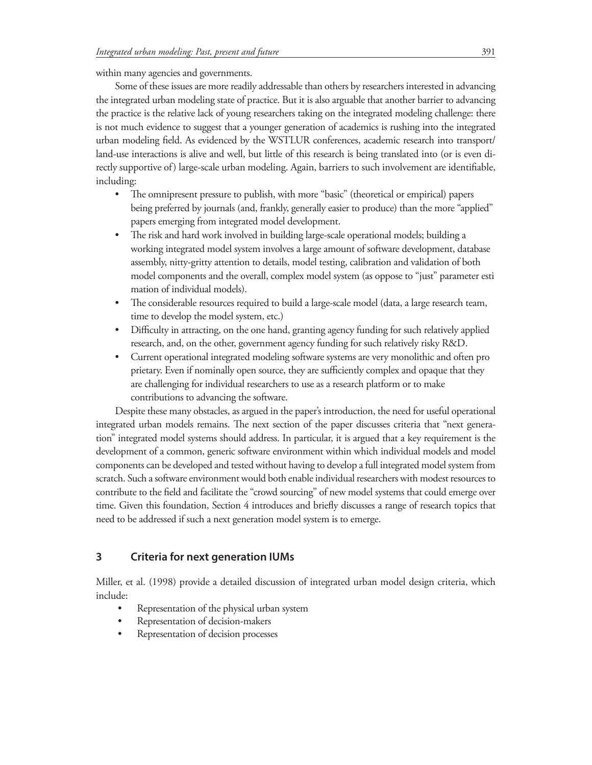within many agencies and governments.

Some of these issues are more readily addressable than others by researchers interested in advancing the integrated urban modeling state of practice. But it is also arguable that another barrier to advancing the practice is the relative lack of young researchers taking on the integrated modeling challenge: there is not much evidence to suggest that a younger generation of academics is rushing into the integrated urban modeling field. As evidenced by the WSTLUR conferences, academic research into transport/land-use interactions is alive and well, but little of this research is being translated into (or is even directly supportive of) large-scale urban modeling. Again, barriers to such involvement are identifiable, including:

- The omnipresent pressure to publish, with more "basic" (theoretical or empirical) papers being preferred by journals (and, frankly, generally easier to produce) than the more "applied" papers emerging from integrated model development.
- The risk and hard work involved in building large-scale operational models; building a working integrated model system involves a large amount of software development, database assembly, nitty-gritty attention to details, model testing, calibration and validation of both model components and the overall, complex model system (as oppose to "just" parameter estimation of individual models).
- The considerable resources required to build a large-scale model (data, a large research team, time to develop the model system, etc.)
- Difficulty in attracting, on the one hand, granting agency funding for such relatively applied research, and, on the other, government agency funding for such relatively risky R&D.
- Current operational integrated modeling software systems are very monolithic and often proprietary. Even if nominally open source, they are sufficiently complex and opaque that they are challenging for individual researchers to use as a research platform or to make contributions to advancing the software.

Despite these many obstacles, as argued in the paper's introduction, the need for useful operational integrated urban models remains. The next section of the paper discusses criteria that "next generation" integrated model systems should address. In particular, it is argued that a key requirement is the development of a common, generic software environment within which individual models and model components can be developed and tested without having to develop a full integrated model system from scratch. Such a software environment would both enable individual researchers with modest resources to contribute to the field and facilitate the "crowd sourcing" of new model systems that could emerge over time. Given this foundation, Section 4 introduces and briefly discusses a range of research topics that need to be addressed if such a next generation model system is to emerge.

## 3 Criteria for next generation IUMs

Miller, et al. (1998) provide a detailed discussion of integrated urban model design criteria, which include:

- Representation of the physical urban system
- Representation of decision-makers
- Representation of decision processes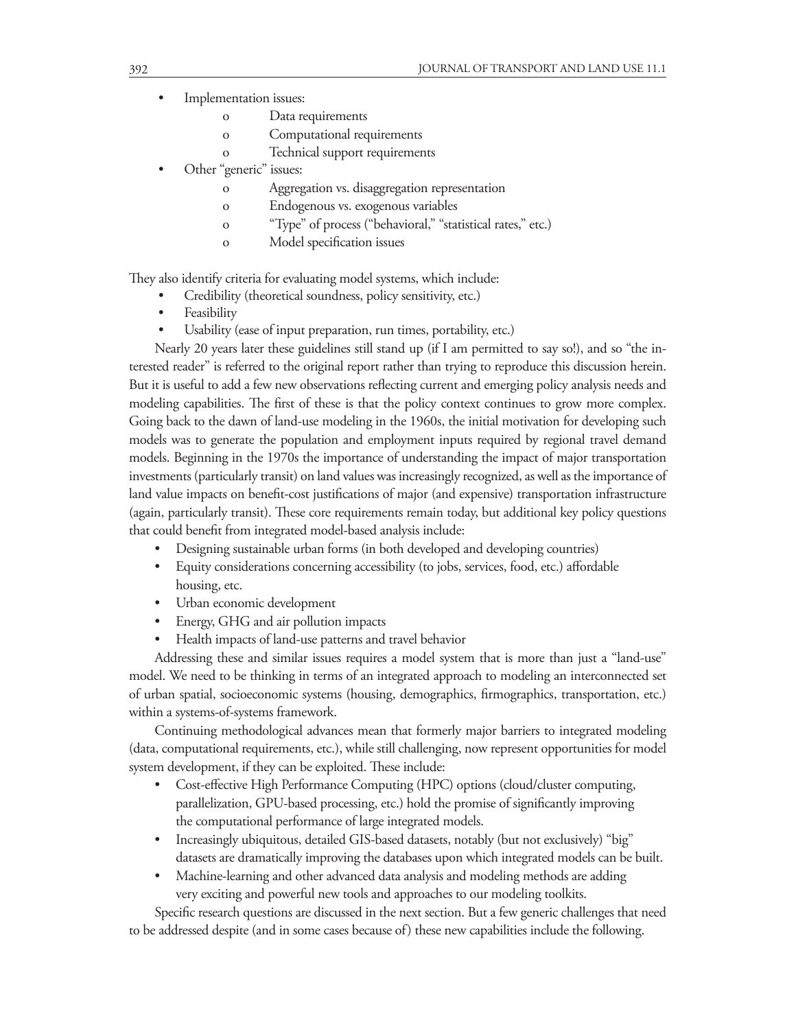- Implementation issues:
    - Data requirements
    - Computational requirements
    - Technical support requirements
- Other "generic" issues:
    - Aggregation vs. disaggregation representation
    - Endogenous vs. exogenous variables
    - "Type" of process ("behavioral," "statistical rates," etc.)
    - Model specification issues

They also identify criteria for evaluating model systems, which include:

- Credibility (theoretical soundness, policy sensitivity, etc.)
- Feasibility
- Usability (ease of input preparation, run times, portability, etc.)

Nearly 20 years later these guidelines still stand up (if I am permitted to say so!), and so "the interested reader" is referred to the original report rather than trying to reproduce this discussion herein. But it is useful to add a few new observations reflecting current and emerging policy analysis needs and modeling capabilities. The first of these is that the policy context continues to grow more complex. Going back to the dawn of land-use modeling in the 1960s, the initial motivation for developing such models was to generate the population and employment inputs required by regional travel demand models. Beginning in the 1970s the importance of understanding the impact of major transportation investments (particularly transit) on land values was increasingly recognized, as well as the importance of land value impacts on benefit-cost justifications of major (and expensive) transportation infrastructure (again, particularly transit). These core requirements remain today, but additional key policy questions that could benefit from integrated model-based analysis include:

- Designing sustainable urban forms (in both developed and developing countries)
- Equity considerations concerning accessibility (to jobs, services, food, etc.) affordable housing, etc.
- Urban economic development
- Energy, GHG and air pollution impacts
- Health impacts of land-use patterns and travel behavior

Addressing these and similar issues requires a model system that is more than just a "land-use" model. We need to be thinking in terms of an integrated approach to modeling an interconnected set of urban spatial, socioeconomic systems (housing, demographics, firmographics, transportation, etc.) within a systems-of-systems framework.

Continuing methodological advances mean that formerly major barriers to integrated modeling (data, computational requirements, etc.), while still challenging, now represent opportunities for model system development, if they can be exploited. These include:

- Cost-effective High Performance Computing (HPC) options (cloud/cluster computing, parallelization, GPU-based processing, etc.) hold the promise of significantly improving the computational performance of large integrated models.
- Increasingly ubiquitous, detailed GIS-based datasets, notably (but not exclusively) "big" datasets are dramatically improving the databases upon which integrated models can be built.
- Machine-learning and other advanced data analysis and modeling methods are adding very exciting and powerful new tools and approaches to our modeling toolkits.

Specific research questions are discussed in the next section. But a few generic challenges that need to be addressed despite (and in some cases because of) these new capabilities include the following.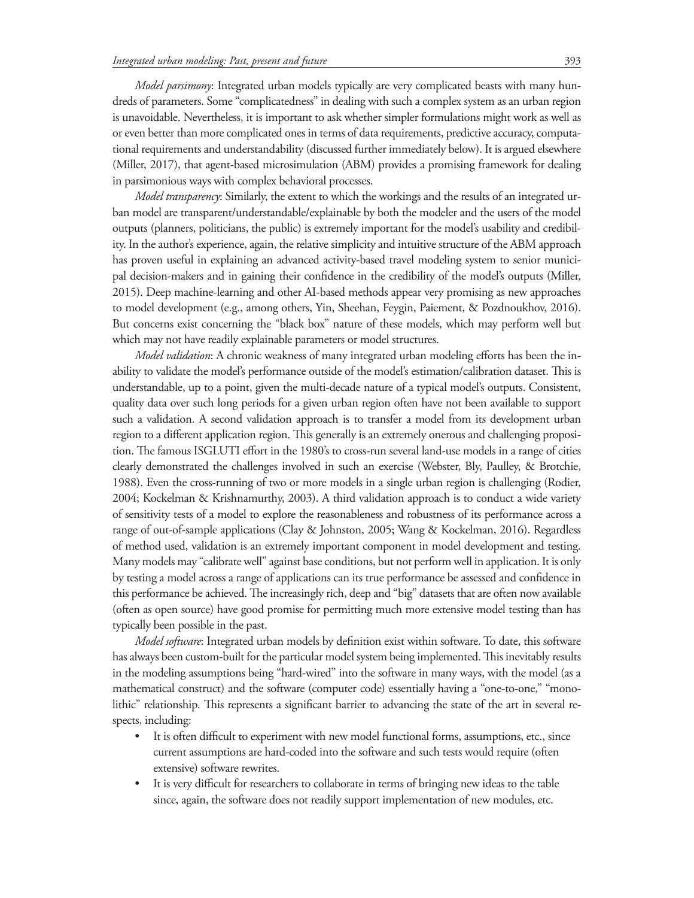*Model parsimony*: Integrated urban models typically are very complicated beasts with many hundreds of parameters. Some "complicatedness" in dealing with such a complex system as an urban region is unavoidable. Nevertheless, it is important to ask whether simpler formulations might work as well as or even better than more complicated ones in terms of data requirements, predictive accuracy, computational requirements and understandability (discussed further immediately below). It is argued elsewhere (Miller, 2017), that agent-based microsimulation (ABM) provides a promising framework for dealing in parsimonious ways with complex behavioral processes.

*Model transparency*: Similarly, the extent to which the workings and the results of an integrated urban model are transparent/understandable/explainable by both the modeler and the users of the model outputs (planners, politicians, the public) is extremely important for the model's usability and credibility. In the author's experience, again, the relative simplicity and intuitive structure of the ABM approach has proven useful in explaining an advanced activity-based travel modeling system to senior municipal decision-makers and in gaining their confidence in the credibility of the model's outputs (Miller, 2015). Deep machine-learning and other AI-based methods appear very promising as new approaches to model development (e.g., among others, Yin, Sheehan, Feygin, Paiement, & Pozdnoukhov, 2016). But concerns exist concerning the "black box" nature of these models, which may perform well but which may not have readily explainable parameters or model structures.

*Model validation*: A chronic weakness of many integrated urban modeling efforts has been the inability to validate the model's performance outside of the model's estimation/calibration dataset. This is understandable, up to a point, given the multi-decade nature of a typical model's outputs. Consistent, quality data over such long periods for a given urban region often have not been available to support such a validation. A second validation approach is to transfer a model from its development urban region to a different application region. This generally is an extremely onerous and challenging proposition. The famous ISGLUTI effort in the 1980's to cross-run several land-use models in a range of cities clearly demonstrated the challenges involved in such an exercise (Webster, Bly, Paulley, & Brotchie, 1988). Even the cross-running of two or more models in a single urban region is challenging (Rodier, 2004; Kockelman & Krishnamurthy, 2003). A third validation approach is to conduct a wide variety of sensitivity tests of a model to explore the reasonableness and robustness of its performance across a range of out-of-sample applications (Clay & Johnston, 2005; Wang & Kockelman, 2016). Regardless of method used, validation is an extremely important component in model development and testing. Many models may "calibrate well" against base conditions, but not perform well in application. It is only by testing a model across a range of applications can its true performance be assessed and confidence in this performance be achieved. The increasingly rich, deep and "big" datasets that are often now available (often as open source) have good promise for permitting much more extensive model testing than has typically been possible in the past.

*Model software*: Integrated urban models by definition exist within software. To date, this software has always been custom-built for the particular model system being implemented. This inevitably results in the modeling assumptions being "hard-wired" into the software in many ways, with the model (as a mathematical construct) and the software (computer code) essentially having a "one-to-one," "monolithic" relationship. This represents a significant barrier to advancing the state of the art in several respects, including:

- It is often difficult to experiment with new model functional forms, assumptions, etc., since current assumptions are hard-coded into the software and such tests would require (often extensive) software rewrites.
- It is very difficult for researchers to collaborate in terms of bringing new ideas to the table since, again, the software does not readily support implementation of new modules, etc.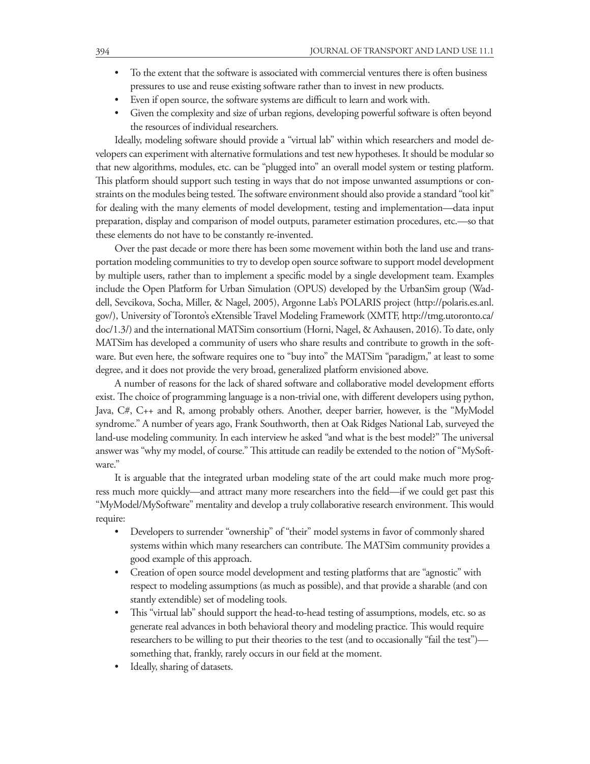- To the extent that the software is associated with commercial ventures there is often business pressures to use and reuse existing software rather than to invest in new products.
- Even if open source, the software systems are difficult to learn and work with.
- Given the complexity and size of urban regions, developing powerful software is often beyond the resources of individual researchers.

Ideally, modeling software should provide a "virtual lab" within which researchers and model developers can experiment with alternative formulations and test new hypotheses. It should be modular so that new algorithms, modules, etc. can be "plugged into" an overall model system or testing platform. This platform should support such testing in ways that do not impose unwanted assumptions or constraints on the modules being tested. The software environment should also provide a standard "tool kit" for dealing with the many elements of model development, testing and implementation—data input preparation, display and comparison of model outputs, parameter estimation procedures, etc.—so that these elements do not have to be constantly re-invented.

Over the past decade or more there has been some movement within both the land use and transportation modeling communities to try to develop open source software to support model development by multiple users, rather than to implement a specific model by a single development team. Examples include the Open Platform for Urban Simulation (OPUS) developed by the UrbanSim group (Waddell, Sevcikova, Socha, Miller, & Nagel, 2005), Argonne Lab's POLARIS project (http://polaris.es.anl.gov/), University of Toronto's eXtensible Travel Modeling Framework (XMTF, http://tmg.utoronto.ca/doc/1.3/) and the international MATSim consortium (Horni, Nagel, & Axhausen, 2016). To date, only MATSim has developed a community of users who share results and contribute to growth in the software. But even here, the software requires one to "buy into" the MATSim "paradigm," at least to some degree, and it does not provide the very broad, generalized platform envisioned above.

A number of reasons for the lack of shared software and collaborative model development efforts exist. The choice of programming language is a non-trivial one, with different developers using python, Java, C#, C++ and R, among probably others. Another, deeper barrier, however, is the "MyModel syndrome." A number of years ago, Frank Southworth, then at Oak Ridges National Lab, surveyed the land-use modeling community. In each interview he asked "and what is the best model?" The universal answer was "why my model, of course." This attitude can readily be extended to the notion of "MySoftware."

It is arguable that the integrated urban modeling state of the art could make much more progress much more quickly—and attract many more researchers into the field—if we could get past this "MyModel/MySoftware" mentality and develop a truly collaborative research environment. This would require:

- Developers to surrender "ownership" of "their" model systems in favor of commonly shared systems within which many researchers can contribute. The MATSim community provides a good example of this approach.
- Creation of open source model development and testing platforms that are "agnostic" with respect to modeling assumptions (as much as possible), and that provide a sharable (and constantly extendible) set of modeling tools.
- This "virtual lab" should support the head-to-head testing of assumptions, models, etc. so as generate real advances in both behavioral theory and modeling practice. This would require researchers to be willing to put their theories to the test (and to occasionally "fail the test")—something that, frankly, rarely occurs in our field at the moment.
- Ideally, sharing of datasets.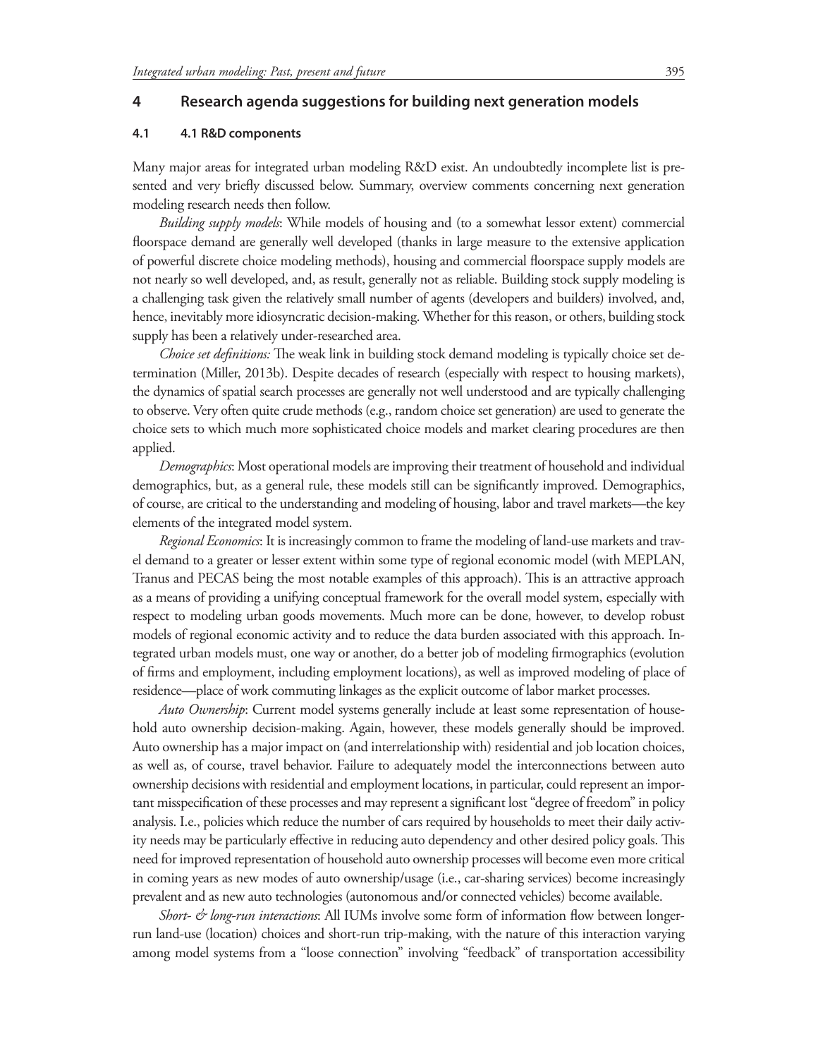## 4 Research agenda suggestions for building next generation models

### 4.1 4.1 R&D components

Many major areas for integrated urban modeling R&D exist. An undoubtedly incomplete list is presented and very briefly discussed below. Summary, overview comments concerning next generation modeling research needs then follow.

*Building supply models*: While models of housing and (to a somewhat lessor extent) commercial floorspace demand are generally well developed (thanks in large measure to the extensive application of powerful discrete choice modeling methods), housing and commercial floorspace supply models are not nearly so well developed, and, as result, generally not as reliable. Building stock supply modeling is a challenging task given the relatively small number of agents (developers and builders) involved, and, hence, inevitably more idiosyncratic decision-making. Whether for this reason, or others, building stock supply has been a relatively under-researched area.

*Choice set definitions:* The weak link in building stock demand modeling is typically choice set determination (Miller, 2013b). Despite decades of research (especially with respect to housing markets), the dynamics of spatial search processes are generally not well understood and are typically challenging to observe. Very often quite crude methods (e.g., random choice set generation) are used to generate the choice sets to which much more sophisticated choice models and market clearing procedures are then applied.

*Demographics*: Most operational models are improving their treatment of household and individual demographics, but, as a general rule, these models still can be significantly improved. Demographics, of course, are critical to the understanding and modeling of housing, labor and travel markets—the key elements of the integrated model system.

*Regional Economics*: It is increasingly common to frame the modeling of land-use markets and travel demand to a greater or lesser extent within some type of regional economic model (with MEPLAN, Tranus and PECAS being the most notable examples of this approach). This is an attractive approach as a means of providing a unifying conceptual framework for the overall model system, especially with respect to modeling urban goods movements. Much more can be done, however, to develop robust models of regional economic activity and to reduce the data burden associated with this approach. Integrated urban models must, one way or another, do a better job of modeling firmographics (evolution of firms and employment, including employment locations), as well as improved modeling of place of residence—place of work commuting linkages as the explicit outcome of labor market processes.

*Auto Ownership*: Current model systems generally include at least some representation of household auto ownership decision-making. Again, however, these models generally should be improved. Auto ownership has a major impact on (and interrelationship with) residential and job location choices, as well as, of course, travel behavior. Failure to adequately model the interconnections between auto ownership decisions with residential and employment locations, in particular, could represent an important misspecification of these processes and may represent a significant lost "degree of freedom" in policy analysis. I.e., policies which reduce the number of cars required by households to meet their daily activity needs may be particularly effective in reducing auto dependency and other desired policy goals. This need for improved representation of household auto ownership processes will become even more critical in coming years as new modes of auto ownership/usage (i.e., car-sharing services) become increasingly prevalent and as new auto technologies (autonomous and/or connected vehicles) become available.

*Short- & long-run interactions*: All IUMs involve some form of information flow between longer-run land-use (location) choices and short-run trip-making, with the nature of this interaction varying among model systems from a "loose connection" involving "feedback" of transportation accessibility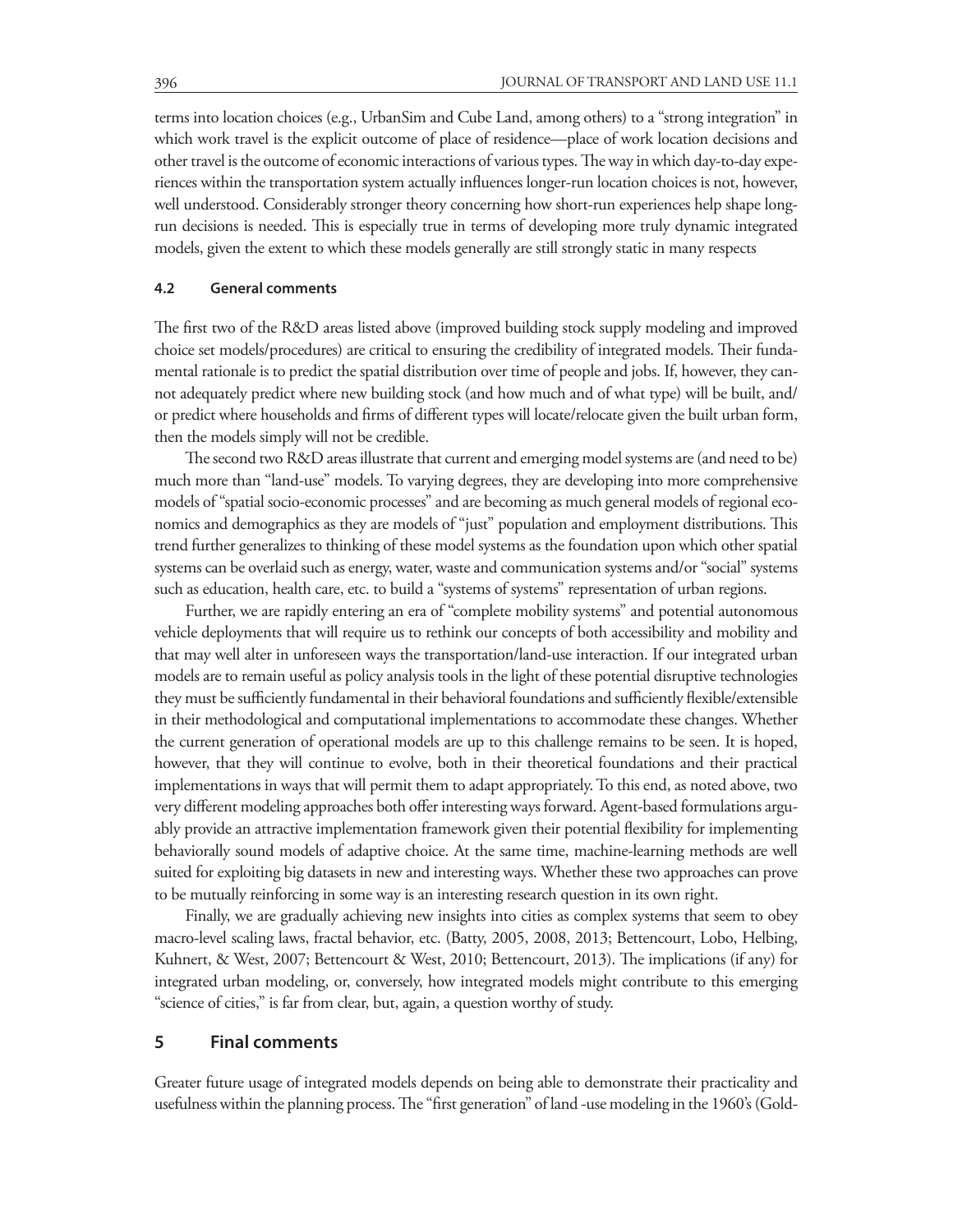terms into location choices (e.g., UrbanSim and Cube Land, among others) to a "strong integration" in which work travel is the explicit outcome of place of residence—place of work location decisions and other travel is the outcome of economic interactions of various types. The way in which day-to-day experiences within the transportation system actually influences longer-run location choices is not, however, well understood. Considerably stronger theory concerning how short-run experiences help shape long-run decisions is needed. This is especially true in terms of developing more truly dynamic integrated models, given the extent to which these models generally are still strongly static in many respects

### 4.2 General comments

The first two of the R&D areas listed above (improved building stock supply modeling and improved choice set models/procedures) are critical to ensuring the credibility of integrated models. Their fundamental rationale is to predict the spatial distribution over time of people and jobs. If, however, they cannot adequately predict where new building stock (and how much and of what type) will be built, and/or predict where households and firms of different types will locate/relocate given the built urban form, then the models simply will not be credible.

The second two R&D areas illustrate that current and emerging model systems are (and need to be) much more than "land-use" models. To varying degrees, they are developing into more comprehensive models of "spatial socio-economic processes" and are becoming as much general models of regional economics and demographics as they are models of "just" population and employment distributions. This trend further generalizes to thinking of these model systems as the foundation upon which other spatial systems can be overlaid such as energy, water, waste and communication systems and/or "social" systems such as education, health care, etc. to build a "systems of systems" representation of urban regions.

Further, we are rapidly entering an era of "complete mobility systems" and potential autonomous vehicle deployments that will require us to rethink our concepts of both accessibility and mobility and that may well alter in unforeseen ways the transportation/land-use interaction. If our integrated urban models are to remain useful as policy analysis tools in the light of these potential disruptive technologies they must be sufficiently fundamental in their behavioral foundations and sufficiently flexible/extensible in their methodological and computational implementations to accommodate these changes. Whether the current generation of operational models are up to this challenge remains to be seen. It is hoped, however, that they will continue to evolve, both in their theoretical foundations and their practical implementations in ways that will permit them to adapt appropriately. To this end, as noted above, two very different modeling approaches both offer interesting ways forward. Agent-based formulations arguably provide an attractive implementation framework given their potential flexibility for implementing behaviorally sound models of adaptive choice. At the same time, machine-learning methods are well suited for exploiting big datasets in new and interesting ways. Whether these two approaches can prove to be mutually reinforcing in some way is an interesting research question in its own right.

Finally, we are gradually achieving new insights into cities as complex systems that seem to obey macro-level scaling laws, fractal behavior, etc. (Batty, 2005, 2008, 2013; Bettencourt, Lobo, Helbing, Kuhnert, & West, 2007; Bettencourt & West, 2010; Bettencourt, 2013). The implications (if any) for integrated urban modeling, or, conversely, how integrated models might contribute to this emerging "science of cities," is far from clear, but, again, a question worthy of study.

## 5 Final comments

Greater future usage of integrated models depends on being able to demonstrate their practicality and usefulness within the planning process. The "first generation" of land -use modeling in the 1960's (Gold-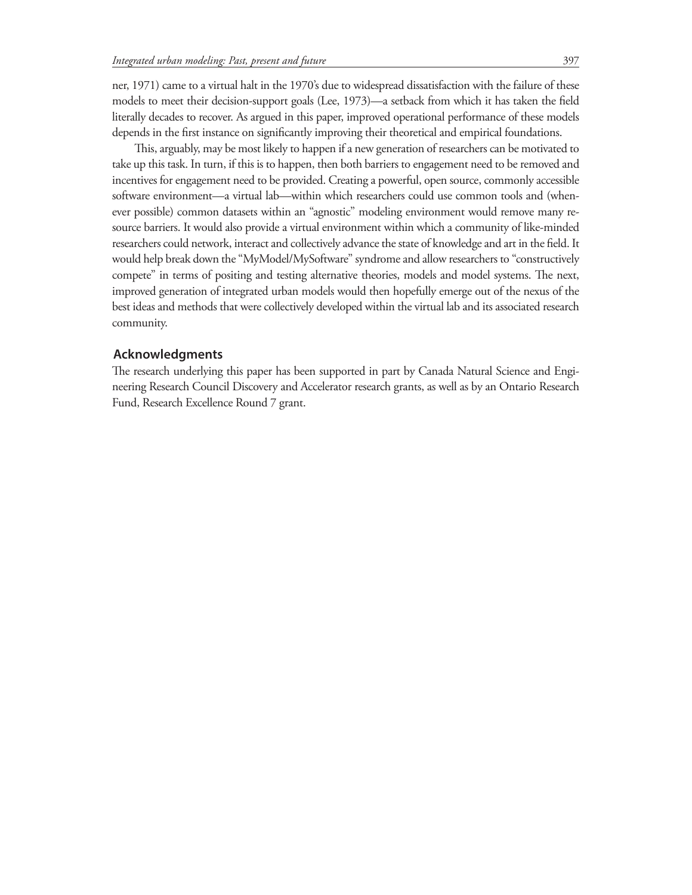ner, 1971) came to a virtual halt in the 1970's due to widespread dissatisfaction with the failure of these models to meet their decision-support goals (Lee, 1973)—a setback from which it has taken the field literally decades to recover. As argued in this paper, improved operational performance of these models depends in the first instance on significantly improving their theoretical and empirical foundations.

This, arguably, may be most likely to happen if a new generation of researchers can be motivated to take up this task. In turn, if this is to happen, then both barriers to engagement need to be removed and incentives for engagement need to be provided. Creating a powerful, open source, commonly accessible software environment—a virtual lab—within which researchers could use common tools and (whenever possible) common datasets within an "agnostic" modeling environment would remove many resource barriers. It would also provide a virtual environment within which a community of like-minded researchers could network, interact and collectively advance the state of knowledge and art in the field. It would help break down the "MyModel/MySoftware" syndrome and allow researchers to "constructively compete" in terms of positing and testing alternative theories, models and model systems. The next, improved generation of integrated urban models would then hopefully emerge out of the nexus of the best ideas and methods that were collectively developed within the virtual lab and its associated research community.

## Acknowledgments

The research underlying this paper has been supported in part by Canada Natural Science and Engineering Research Council Discovery and Accelerator research grants, as well as by an Ontario Research Fund, Research Excellence Round 7 grant.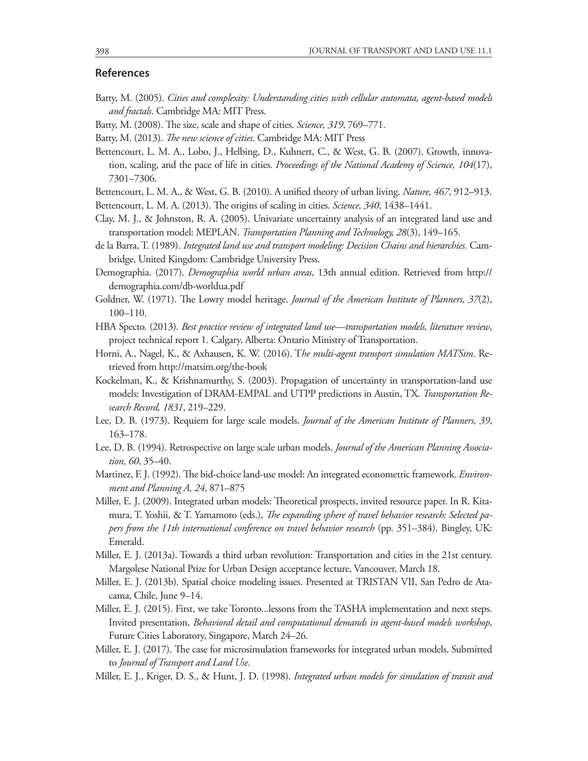## References

Batty, M. (2005). *Cities and complexity: Understanding cities with cellular automata, agent-based models and fractals*. Cambridge MA: MIT Press.

Batty, M. (2008). The size, scale and shape of cities. *Science, 319*, 769–771.

Batty, M. (2013). *The new science of cities*. Cambridge MA: MIT Press

Bettencourt, L. M. A., Lobo, J., Helbing, D., Kuhnert, C., & West, G. B. (2007). Growth, innovation, scaling, and the pace of life in cities. *Proceedings of the National Academy of Science, 104*(17), 7301–7306.

Bettencourt, L. M. A., & West, G. B. (2010). A unified theory of urban living. *Nature, 467*, 912–913.

Bettencourt, L. M. A. (2013). The origins of scaling in cities. *Science, 340*, 1438–1441.

Clay, M. J., & Johnston, R. A. (2005). Univariate uncertainty analysis of an integrated land use and transportation model: MEPLAN. *Transportation Planning and Technology, 28*(3), 149–165.

de la Barra, T. (1989). *Integrated land use and transport modeling: Decision Chains and hierarchies.* Cambridge, United Kingdom: Cambridge University Press.

Demographia. (2017). *Demographia world urban areas*, 13th annual edition. Retrieved from http://demographia.com/db-worldua.pdf

Goldner, W. (1971). The Lowry model heritage. *Journal of the American Institute of Planners, 37*(2), 100–110.

HBA Specto. (2013). *Best practice review of integrated land use—transportation models, literature review*, project technical report 1. Calgary, Alberta: Ontario Ministry of Transportation.

Horni, A., Nagel, K., & Axhausen, K. W. (2016). T*he multi-agent transport simulation MATSim*. Retrieved from http://matsim.org/the-book

Kockelman, K., & Krishnamurthy, S. (2003). Propagation of uncertainty in transportation-land use models: Investigation of DRAM-EMPAL and UTPP predictions in Austin, TX. *Transportation Research Record, 1831*, 219–229.

Lee, D. B. (1973). Requiem for large scale models. *Journal of the American Institute of Planners, 39*, 163–178.

Lee, D. B. (1994). Retrospective on large scale urban models. *Journal of the American Planning Association, 60*, 35–40.

Martinez, F. J. (1992). The bid-choice land-use model: An integrated econometric framework. *Environment and Planning A, 24*, 871–875

Miller, E. J. (2009). Integrated urban models: Theoretical prospects, invited resource paper. In R. Kitamura, T. Yoshii, & T. Yamamoto (eds.), *The expanding sphere of travel behavior research: Selected papers from the 11th international conference on travel behavior research* (pp. 351–384). Bingley, UK: Emerald.

Miller, E. J. (2013a). Towards a third urban revolution: Transportation and cities in the 21st century. Margolese National Prize for Urban Design acceptance lecture, Vancouver, March 18.

Miller, E. J. (2013b). Spatial choice modeling issues. Presented at TRISTAN VII, San Pedro de Atacama, Chile, June 9–14.

Miller, E. J. (2015). First, we take Toronto...lessons from the TASHA implementation and next steps. Invited presentation, *Behavioral detail and computational demands in agent-based models workshop*, Future Cities Laboratory, Singapore, March 24–26.

Miller, E. J. (2017). The case for microsimulation frameworks for integrated urban models. Submitted to *Journal of Transport and Land Use*.

Miller, E. J., Kriger, D. S., & Hunt, J. D. (1998). *Integrated urban models for simulation of transit and*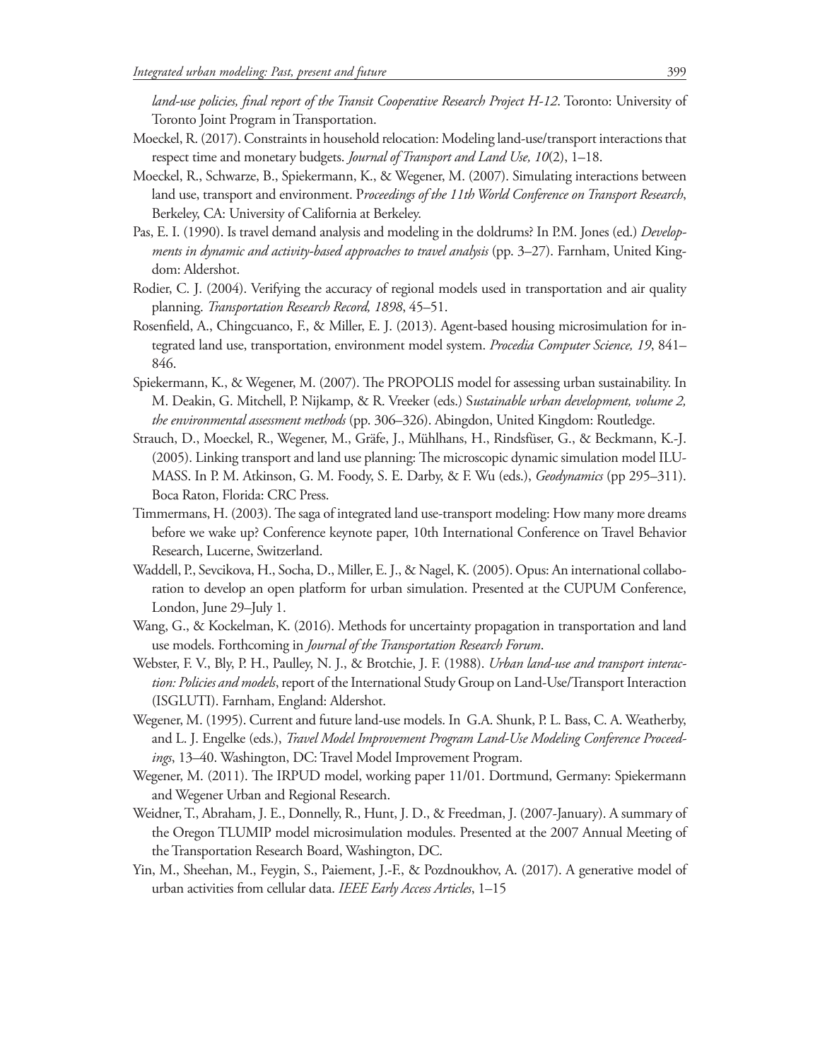*land-use policies, final report of the Transit Cooperative Research Project H-12*. Toronto: University of Toronto Joint Program in Transportation.

Moeckel, R. (2017). Constraints in household relocation: Modeling land-use/transport interactions that respect time and monetary budgets. *Journal of Transport and Land Use, 10*(2), 1–18.

Moeckel, R., Schwarze, B., Spiekermann, K., & Wegener, M. (2007). Simulating interactions between land use, transport and environment. P*roceedings of the 11th World Conference on Transport Research*, Berkeley, CA: University of California at Berkeley.

Pas, E. I. (1990). Is travel demand analysis and modeling in the doldrums? In P.M. Jones (ed.) *Developments in dynamic and activity-based approaches to travel analysis* (pp. 3–27). Farnham, United Kingdom: Aldershot.

Rodier, C. J. (2004). Verifying the accuracy of regional models used in transportation and air quality planning. *Transportation Research Record, 1898*, 45–51.

Rosenfield, A., Chingcuanco, F., & Miller, E. J. (2013). Agent-based housing microsimulation for integrated land use, transportation, environment model system. *Procedia Computer Science, 19*, 841–846.

Spiekermann, K., & Wegener, M. (2007). The PROPOLIS model for assessing urban sustainability. In M. Deakin, G. Mitchell, P. Nijkamp, & R. Vreeker (eds.) S*ustainable urban development, volume 2, the environmental assessment methods* (pp. 306–326). Abingdon, United Kingdom: Routledge.

Strauch, D., Moeckel, R., Wegener, M., Gräfe, J., Mühlhans, H., Rindsfüser, G., & Beckmann, K.-J. (2005). Linking transport and land use planning: The microscopic dynamic simulation model ILUMASS. In P. M. Atkinson, G. M. Foody, S. E. Darby, & F. Wu (eds.), *Geodynamics* (pp 295–311). Boca Raton, Florida: CRC Press.

Timmermans, H. (2003). The saga of integrated land use-transport modeling: How many more dreams before we wake up? Conference keynote paper, 10th International Conference on Travel Behavior Research, Lucerne, Switzerland.

Waddell, P., Sevcikova, H., Socha, D., Miller, E. J., & Nagel, K. (2005). Opus: An international collaboration to develop an open platform for urban simulation. Presented at the CUPUM Conference, London, June 29–July 1.

Wang, G., & Kockelman, K. (2016). Methods for uncertainty propagation in transportation and land use models. Forthcoming in *Journal of the Transportation Research Forum*.

Webster, F. V., Bly, P. H., Paulley, N. J., & Brotchie, J. F. (1988). *Urban land-use and transport interaction: Policies and models*, report of the International Study Group on Land-Use/Transport Interaction (ISGLUTI). Farnham, England: Aldershot.

Wegener, M. (1995). Current and future land-use models. In G.A. Shunk, P. L. Bass, C. A. Weatherby, and L. J. Engelke (eds.), *Travel Model Improvement Program Land-Use Modeling Conference Proceedings*, 13–40. Washington, DC: Travel Model Improvement Program.

Wegener, M. (2011). The IRPUD model, working paper 11/01. Dortmund, Germany: Spiekermann and Wegener Urban and Regional Research.

Weidner, T., Abraham, J. E., Donnelly, R., Hunt, J. D., & Freedman, J. (2007-January). A summary of the Oregon TLUMIP model microsimulation modules. Presented at the 2007 Annual Meeting of the Transportation Research Board, Washington, DC.

Yin, M., Sheehan, M., Feygin, S., Paiement, J.-F., & Pozdnoukhov, A. (2017). A generative model of urban activities from cellular data. *IEEE Early Access Articles*, 1–15